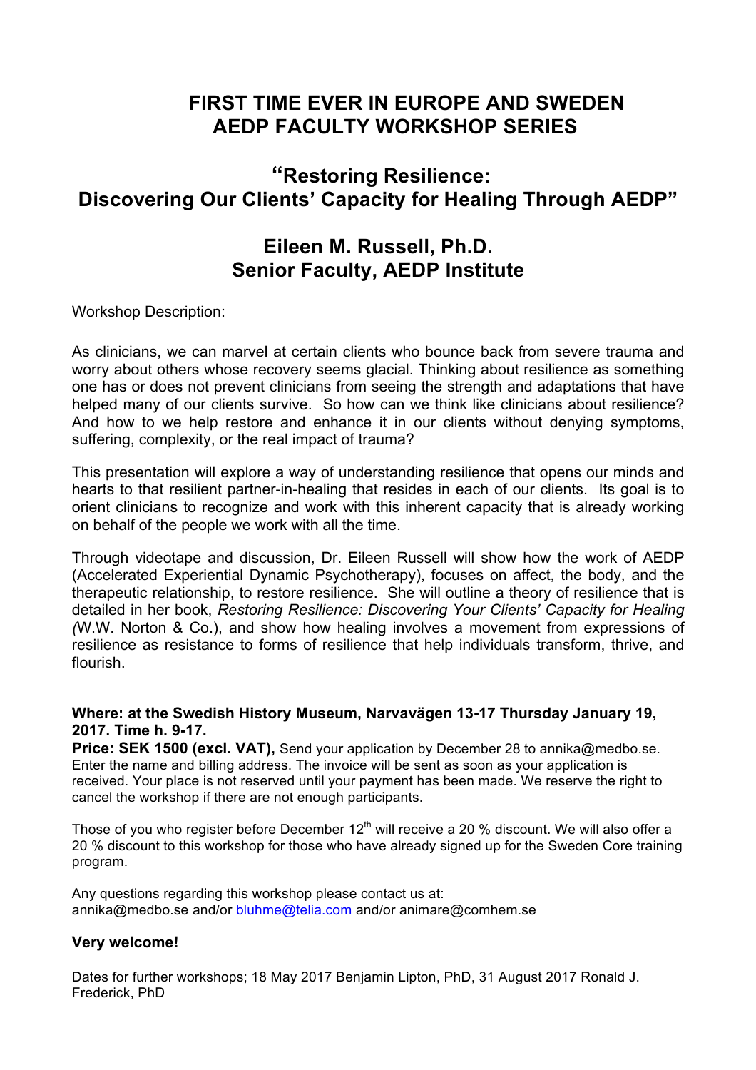# FIRST TIME EVER IN EUROPE AND SWEDEN
# AEDP FACULTY WORKSHOP SERIES

## "Restoring Resilience: Discovering Our Clients' Capacity for Healing Through AEDP"

## Eileen M. Russell, Ph.D.
## Senior Faculty, AEDP Institute

Workshop Description:

As clinicians, we can marvel at certain clients who bounce back from severe trauma and worry about others whose recovery seems glacial. Thinking about resilience as something one has or does not prevent clinicians from seeing the strength and adaptations that have helped many of our clients survive. So how can we think like clinicians about resilience? And how to we help restore and enhance it in our clients without denying symptoms, suffering, complexity, or the real impact of trauma?

This presentation will explore a way of understanding resilience that opens our minds and hearts to that resilient partner-in-healing that resides in each of our clients. Its goal is to orient clinicians to recognize and work with this inherent capacity that is already working on behalf of the people we work with all the time.

Through videotape and discussion, Dr. Eileen Russell will show how the work of AEDP (Accelerated Experiential Dynamic Psychotherapy), focuses on affect, the body, and the therapeutic relationship, to restore resilience. She will outline a theory of resilience that is detailed in her book, *Restoring Resilience: Discovering Your Clients' Capacity for Healing (*W.W. Norton & Co.), and show how healing involves a movement from expressions of resilience as resistance to forms of resilience that help individuals transform, thrive, and flourish.

**Where: at the Swedish History Museum, Narvavägen 13-17 Thursday January 19, 2017. Time h. 9-17.**

**Price: SEK 1500 (excl. VAT),** Send your application by December 28 to annika@medbo.se. Enter the name and billing address. The invoice will be sent as soon as your application is received. Your place is not reserved until your payment has been made. We reserve the right to cancel the workshop if there are not enough participants.

Those of you who register before December 12th will receive a 20 % discount. We will also offer a 20 % discount to this workshop for those who have already signed up for the Sweden Core training program.

Any questions regarding this workshop please contact us at:
annika@medbo.se and/or bluhme@telia.com and/or animare@comhem.se

**Very welcome!**

Dates for further workshops; 18 May 2017 Benjamin Lipton, PhD, 31 August 2017 Ronald J. Frederick, PhD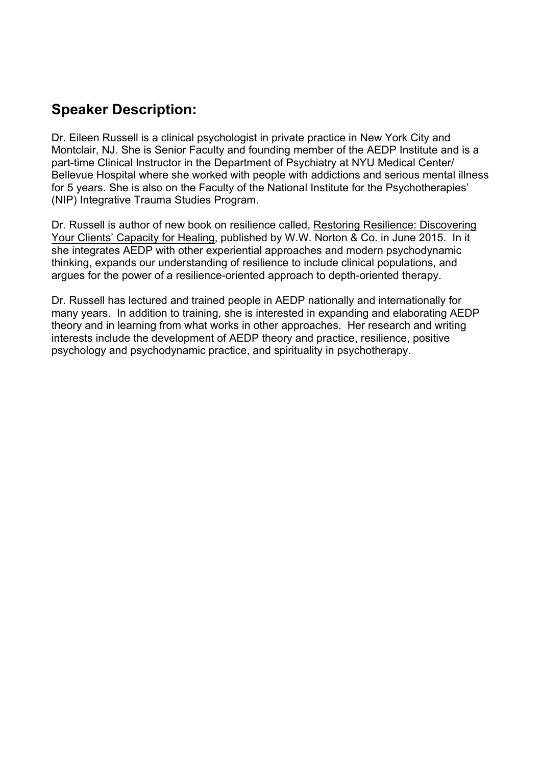## Speaker Description:

Dr. Eileen Russell is a clinical psychologist in private practice in New York City and Montclair, NJ. She is Senior Faculty and founding member of the AEDP Institute and is a part-time Clinical Instructor in the Department of Psychiatry at NYU Medical Center/ Bellevue Hospital where she worked with people with addictions and serious mental illness for 5 years. She is also on the Faculty of the National Institute for the Psychotherapies' (NIP) Integrative Trauma Studies Program.

Dr. Russell is author of new book on resilience called, Restoring Resilience: Discovering Your Clients' Capacity for Healing, published by W.W. Norton & Co. in June 2015. In it she integrates AEDP with other experiential approaches and modern psychodynamic thinking, expands our understanding of resilience to include clinical populations, and argues for the power of a resilience-oriented approach to depth-oriented therapy.

Dr. Russell has lectured and trained people in AEDP nationally and internationally for many years. In addition to training, she is interested in expanding and elaborating AEDP theory and in learning from what works in other approaches. Her research and writing interests include the development of AEDP theory and practice, resilience, positive psychology and psychodynamic practice, and spirituality in psychotherapy.